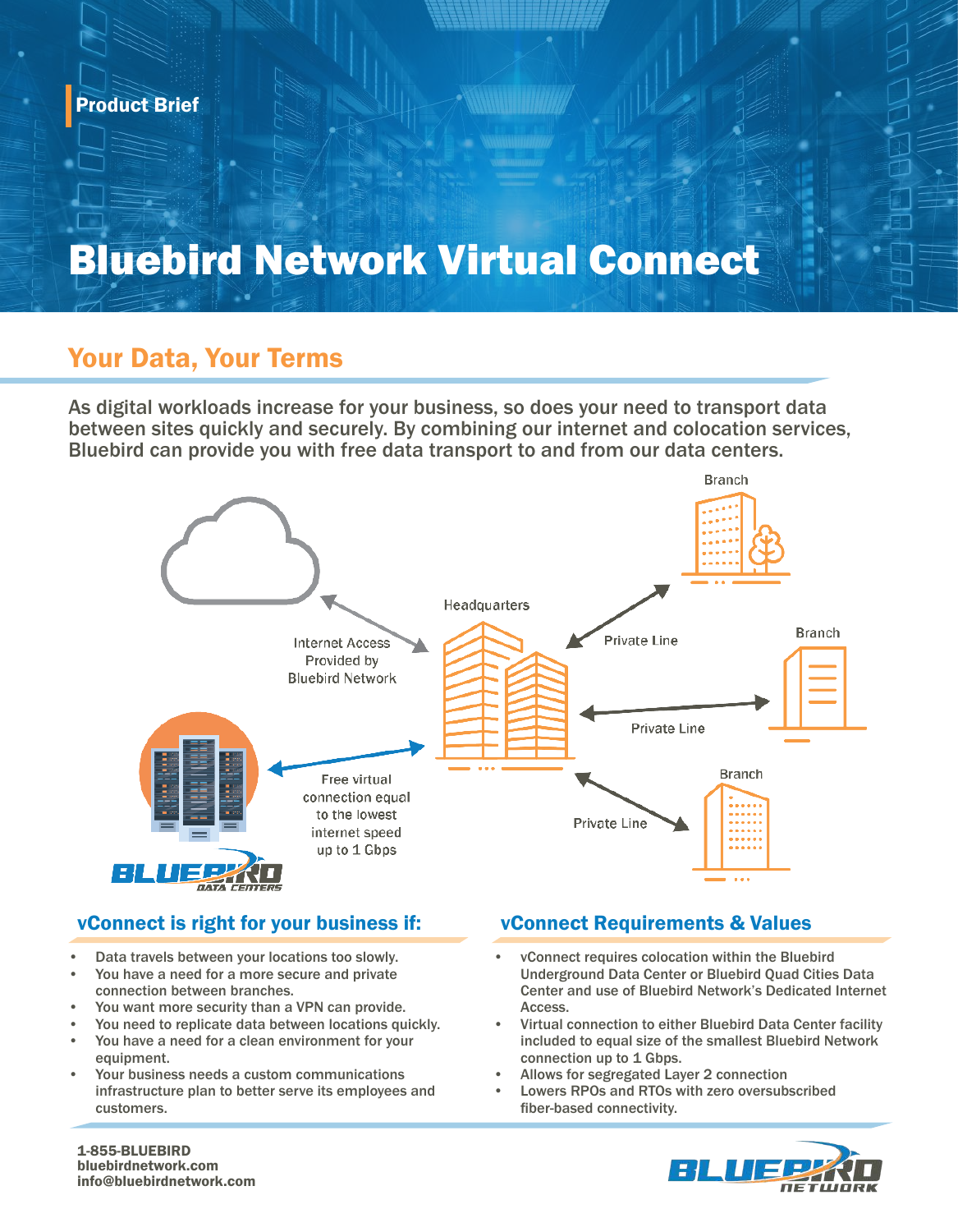Product Brief

# Bluebird Network Virtual Connect

## Your Data, Your Terms

As digital workloads increase for your business, so does your need to transport data between sites quickly and securely. By combining our internet and colocation services, Bluebird can provide you with free data transport to and from our data centers.

Headquarters

Internet Access Provided by Bluebird Network

Branch

Private Line

Branch

Private Line

Branch

Private Line

Free virtual connection equal to the lowest internet speed up to 1 Gbps

BLUEBIRD DATA CENTERS

### vConnect is right for your business if:

- Data travels between your locations too slowly.
- You have a need for a more secure and private connection between branches.
- You want more security than a VPN can provide.
- You need to replicate data between locations quickly.
- You have a need for a clean environment for your equipment.
- Your business needs a custom communications infrastructure plan to better serve its employees and customers.

### vConnect Requirements & Values

- vConnect requires colocation within the Bluebird Underground Data Center or Bluebird Quad Cities Data Center and use of Bluebird Network's Dedicated Internet Access.
- Virtual connection to either Bluebird Data Center facility included to equal size of the smallest Bluebird Network connection up to 1 Gbps.
- Allows for segregated Layer 2 connection
- Lowers RPOs and RTOs with zero oversubscribed fiber-based connectivity.

**1-855-BLUEBIRD**
**bluebirdnetwork.com**
**info@bluebirdnetwork.com**

BLUEBIRD NETWORK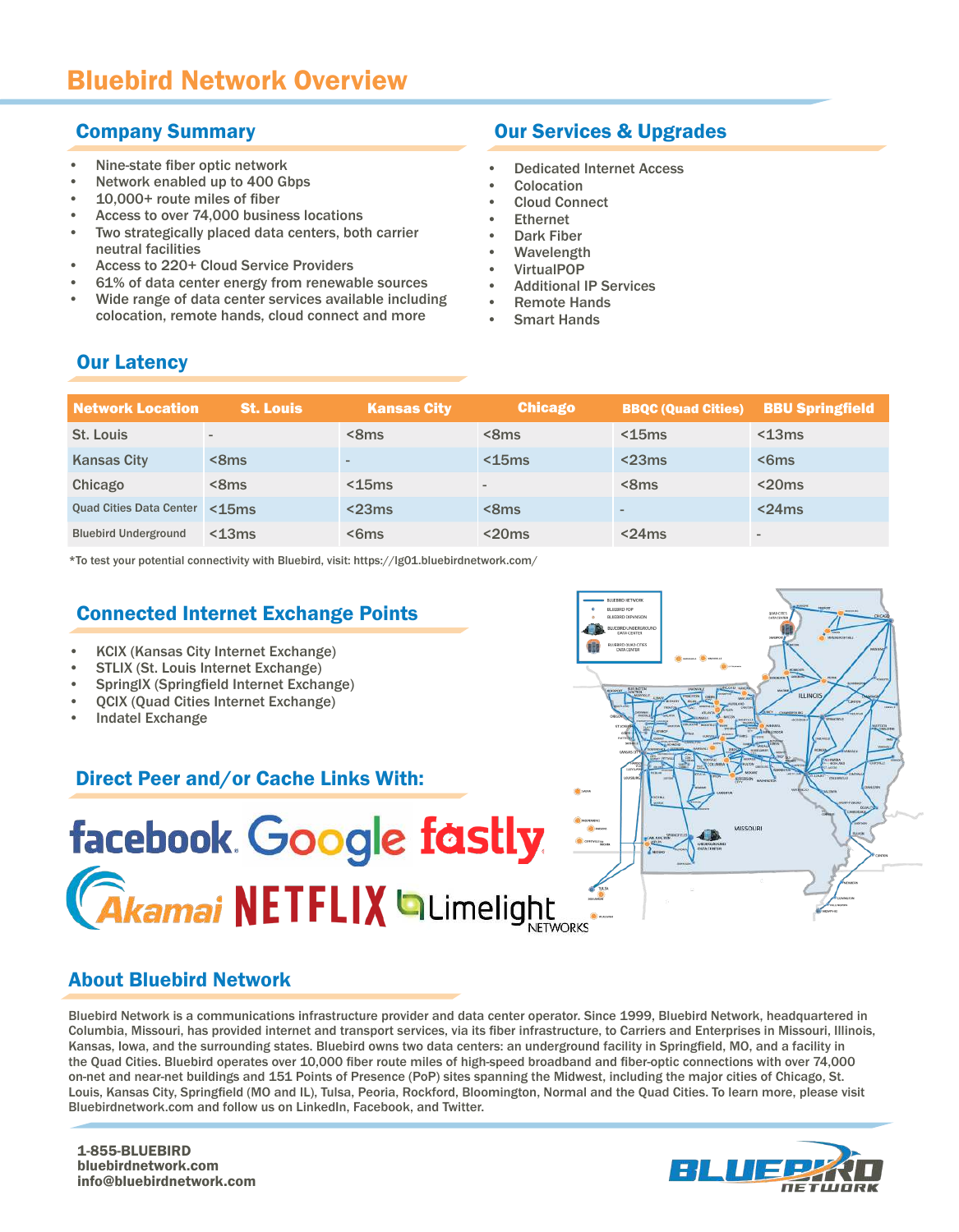# Bluebird Network Overview

## Company Summary

- Nine-state fiber optic network
- Network enabled up to 400 Gbps
- 10,000+ route miles of fiber
- Access to over 74,000 business locations
- Two strategically placed data centers, both carrier neutral facilities
- Access to 220+ Cloud Service Providers
- 61% of data center energy from renewable sources
- Wide range of data center services available including colocation, remote hands, cloud connect and more

## Our Services & Upgrades

- Dedicated Internet Access
- Colocation
- Cloud Connect
- Ethernet
- Dark Fiber
- Wavelength
- VirtualPOP
- Additional IP Services
- Remote Hands
- Smart Hands

## Our Latency

| Network Location | St. Louis | Kansas City | Chicago | BBQC (Quad Cities) | BBU Springfield |
|---|---|---|---|---|---|
| St. Louis | - | <8ms | <8ms | <15ms | <13ms |
| Kansas City | <8ms | - | <15ms | <23ms | <6ms |
| Chicago | <8ms | <15ms | - | <8ms | <20ms |
| Quad Cities Data Center | <15ms | <23ms | <8ms | - | <24ms |
| Bluebird Underground | <13ms | <6ms | <20ms | <24ms | - |

*To test your potential connectivity with Bluebird, visit: https://lg01.bluebirdnetwork.com/

## Connected Internet Exchange Points

- KCIX (Kansas City Internet Exchange)
- STLIX (St. Louis Internet Exchange)
- SpringIX (Springfield Internet Exchange)
- QCIX (Quad Cities Internet Exchange)
- Indatel Exchange

## Direct Peer and/or Cache Links With:

facebook, Google, fastly, Akamai, NETFLIX, Limelight NETWORKS

## About Bluebird Network

Bluebird Network is a communications infrastructure provider and data center operator. Since 1999, Bluebird Network, headquartered in Columbia, Missouri, has provided internet and transport services, via its fiber infrastructure, to Carriers and Enterprises in Missouri, Illinois, Kansas, Iowa, and the surrounding states. Bluebird owns two data centers: an underground facility in Springfield, MO, and a facility in the Quad Cities. Bluebird operates over 10,000 fiber route miles of high-speed broadband and fiber-optic connections with over 74,000 on-net and near-net buildings and 151 Points of Presence (PoP) sites spanning the Midwest, including the major cities of Chicago, St. Louis, Kansas City, Springfield (MO and IL), Tulsa, Peoria, Rockford, Bloomington, Normal and the Quad Cities. To learn more, please visit Bluebirdnetwork.com and follow us on LinkedIn, Facebook, and Twitter.

**1-855-BLUEBIRD**
**bluebirdnetwork.com**
**info@bluebirdnetwork.com**

BLUEBIRD NETWORK